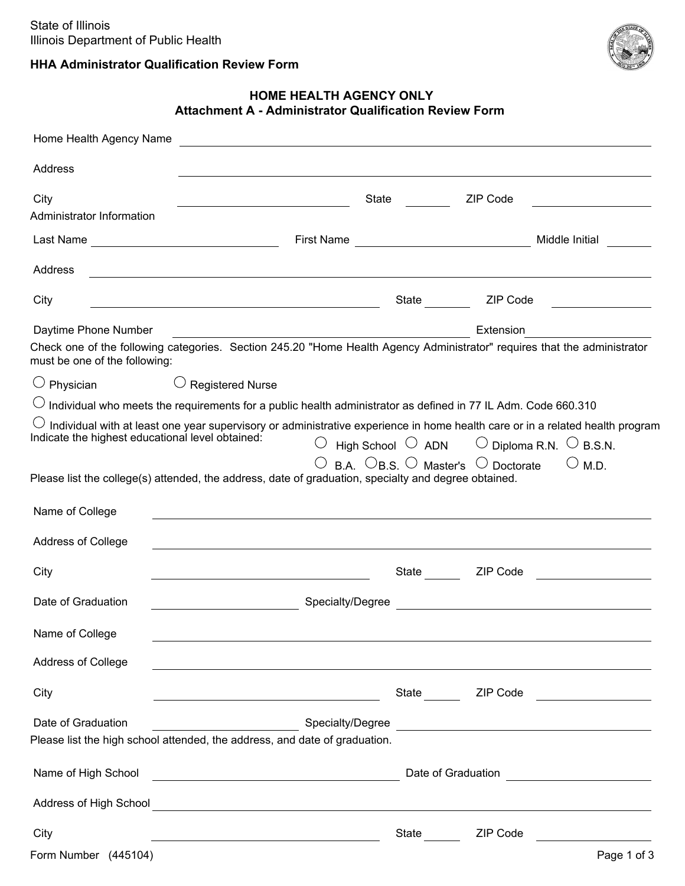State of Illinois
Illinois Department of Public Health

**HHA Administrator Qualification Review Form**

## HOME HEALTH AGENCY ONLY
## Attachment A - Administrator Qualification Review Form

Home Health Agency Name ______________________________

Address ______________________________

City ______________________ State ________ ZIP Code ______________

Administrator Information

Last Name ______________________ First Name ______________________ Middle Initial ________

Address ______________________________

City ______________________ State ________ ZIP Code ______________

Daytime Phone Number ______________________ Extension ______________

Check one of the following categories. Section 245.20 "Home Health Agency Administrator" requires that the administrator must be one of the following:

○ Physician ○ Registered Nurse

○ Individual who meets the requirements for a public health administrator as defined in 77 IL Adm. Code 660.310

○ Individual with at least one year supervisory or administrative experience in home health care or in a related health program

Indicate the highest educational level obtained: ○ High School ○ ADN ○ Diploma R.N. ○ B.S.N. ○ B.A. ○ B.S. ○ Master's ○ Doctorate ○ M.D.

Please list the college(s) attended, the address, date of graduation, specialty and degree obtained.

Name of College ______________________________

Address of College ______________________________

City ______________________ State ________ ZIP Code ______________

Date of Graduation ______________ Specialty/Degree ______________________

Name of College ______________________________

Address of College ______________________________

City ______________________ State ________ ZIP Code ______________

Date of Graduation ______________ Specialty/Degree ______________________

Please list the high school attended, the address, and date of graduation.

Name of High School ______________________ Date of Graduation ______________

Address of High School ______________________________

City ______________________ State ________ ZIP Code ______________

Form Number (445104)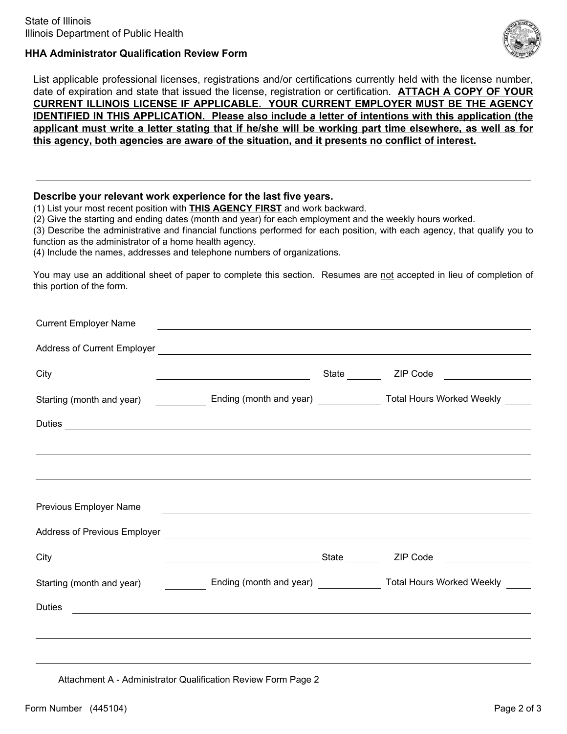State of Illinois
Illinois Department of Public Health

**HHA Administrator Qualification Review Form**

List applicable professional licenses, registrations and/or certifications currently held with the license number, date of expiration and state that issued the license, registration or certification. **ATTACH A COPY OF YOUR CURRENT ILLINOIS LICENSE IF APPLICABLE. YOUR CURRENT EMPLOYER MUST BE THE AGENCY IDENTIFIED IN THIS APPLICATION. Please also include a letter of intentions with this application (the applicant must write a letter stating that if he/she will be working part time elsewhere, as well as for this agency, both agencies are aware of the situation, and it presents no conflict of interest.**

______________________________________________________________________

**Describe your relevant work experience for the last five years.**

(1) List your most recent position with **THIS AGENCY FIRST** and work backward.
(2) Give the starting and ending dates (month and year) for each employment and the weekly hours worked.
(3) Describe the administrative and financial functions performed for each position, with each agency, that qualify you to function as the administrator of a home health agency.
(4) Include the names, addresses and telephone numbers of organizations.

You may use an additional sheet of paper to complete this section. Resumes are not accepted in lieu of completion of this portion of the form.

Current Employer Name ______________________________

Address of Current Employer ______________________________

City ______________ State ______ ZIP Code ______

Starting (month and year) ______ Ending (month and year) ______ Total Hours Worked Weekly ______

Duties ______________________________

______________________________

______________________________

Previous Employer Name ______________________________

Address of Previous Employer ______________________________

City ______________ State ______ ZIP Code ______

Starting (month and year) ______ Ending (month and year) ______ Total Hours Worked Weekly ______

Duties ______________________________

______________________________

______________________________

Attachment A - Administrator Qualification Review Form Page 2

Form Number (445104)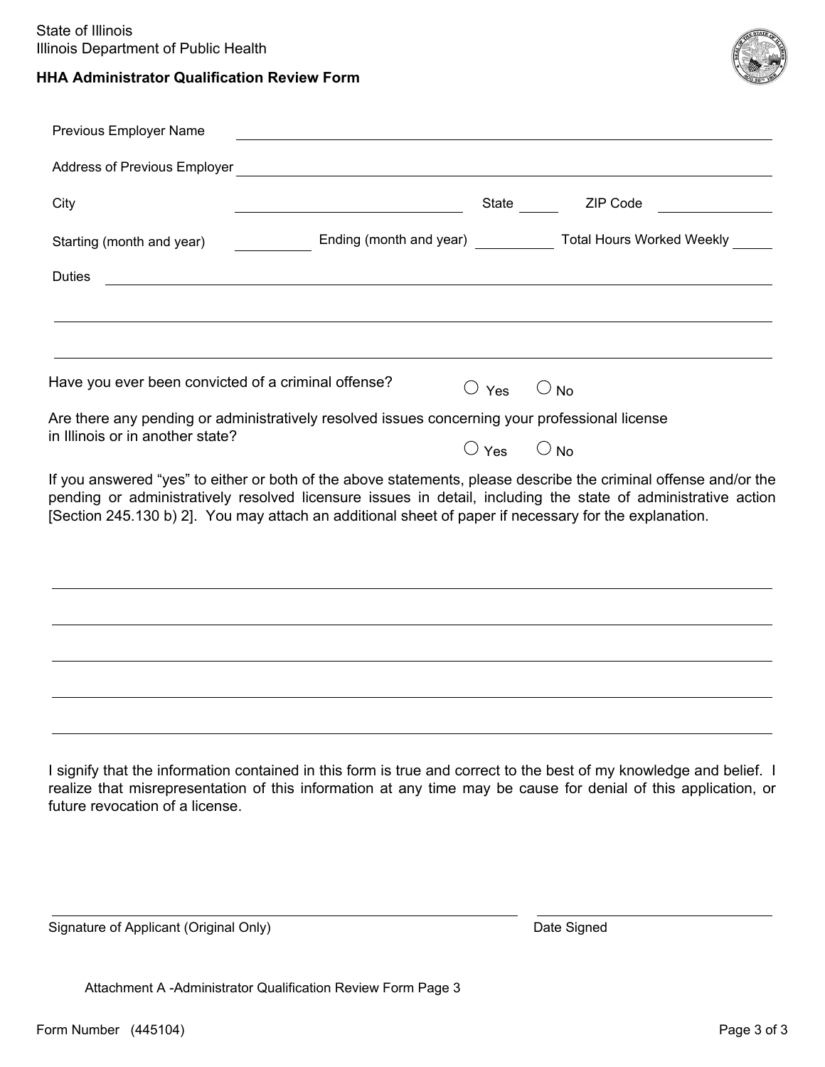State of Illinois
Illinois Department of Public Health

**HHA Administrator Qualification Review Form**

Previous Employer Name ______________________________

Address of Previous Employer ______________________________

City ______________________ State ______ ZIP Code ____________

Starting (month and year) ________ Ending (month and year) ________ Total Hours Worked Weekly ________

Duties ______________________________

______________________________

______________________________

Have you ever been convicted of a criminal offense? ○ Yes ○ No

Are there any pending or administratively resolved issues concerning your professional license in Illinois or in another state? ○ Yes ○ No

If you answered "yes" to either or both of the above statements, please describe the criminal offense and/or the pending or administratively resolved licensure issues in detail, including the state of administrative action [Section 245.130 b) 2]. You may attach an additional sheet of paper if necessary for the explanation.

______________________________

______________________________

______________________________

______________________________

______________________________

I signify that the information contained in this form is true and correct to the best of my knowledge and belief. I realize that misrepresentation of this information at any time may be cause for denial of this application, or future revocation of a license.

______________________________ ______________________________
Signature of Applicant (Original Only) Date Signed

Attachment A -Administrator Qualification Review Form Page 3

Form Number (445104)